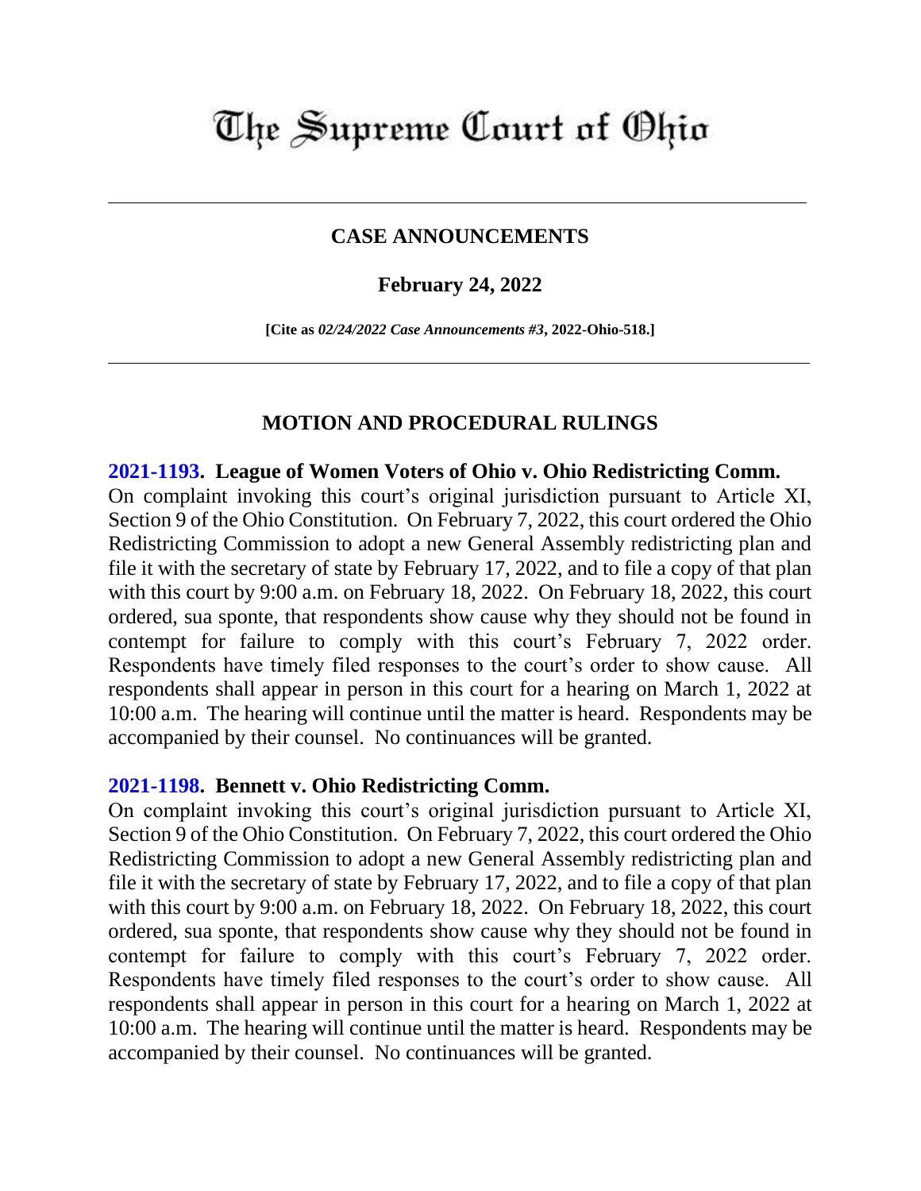# The Supreme Court of Ohio

## CASE ANNOUNCEMENTS

### February 24, 2022

**[Cite as *02/24/2022 Case Announcements #3*, 2022-Ohio-518.]**

## MOTION AND PROCEDURAL RULINGS

**2021-1193. League of Women Voters of Ohio v. Ohio Redistricting Comm.**
On complaint invoking this court's original jurisdiction pursuant to Article XI, Section 9 of the Ohio Constitution. On February 7, 2022, this court ordered the Ohio Redistricting Commission to adopt a new General Assembly redistricting plan and file it with the secretary of state by February 17, 2022, and to file a copy of that plan with this court by 9:00 a.m. on February 18, 2022. On February 18, 2022, this court ordered, sua sponte, that respondents show cause why they should not be found in contempt for failure to comply with this court's February 7, 2022 order. Respondents have timely filed responses to the court's order to show cause. All respondents shall appear in person in this court for a hearing on March 1, 2022 at 10:00 a.m. The hearing will continue until the matter is heard. Respondents may be accompanied by their counsel. No continuances will be granted.

**2021-1198. Bennett v. Ohio Redistricting Comm.**
On complaint invoking this court's original jurisdiction pursuant to Article XI, Section 9 of the Ohio Constitution. On February 7, 2022, this court ordered the Ohio Redistricting Commission to adopt a new General Assembly redistricting plan and file it with the secretary of state by February 17, 2022, and to file a copy of that plan with this court by 9:00 a.m. on February 18, 2022. On February 18, 2022, this court ordered, sua sponte, that respondents show cause why they should not be found in contempt for failure to comply with this court's February 7, 2022 order. Respondents have timely filed responses to the court's order to show cause. All respondents shall appear in person in this court for a hearing on March 1, 2022 at 10:00 a.m. The hearing will continue until the matter is heard. Respondents may be accompanied by their counsel. No continuances will be granted.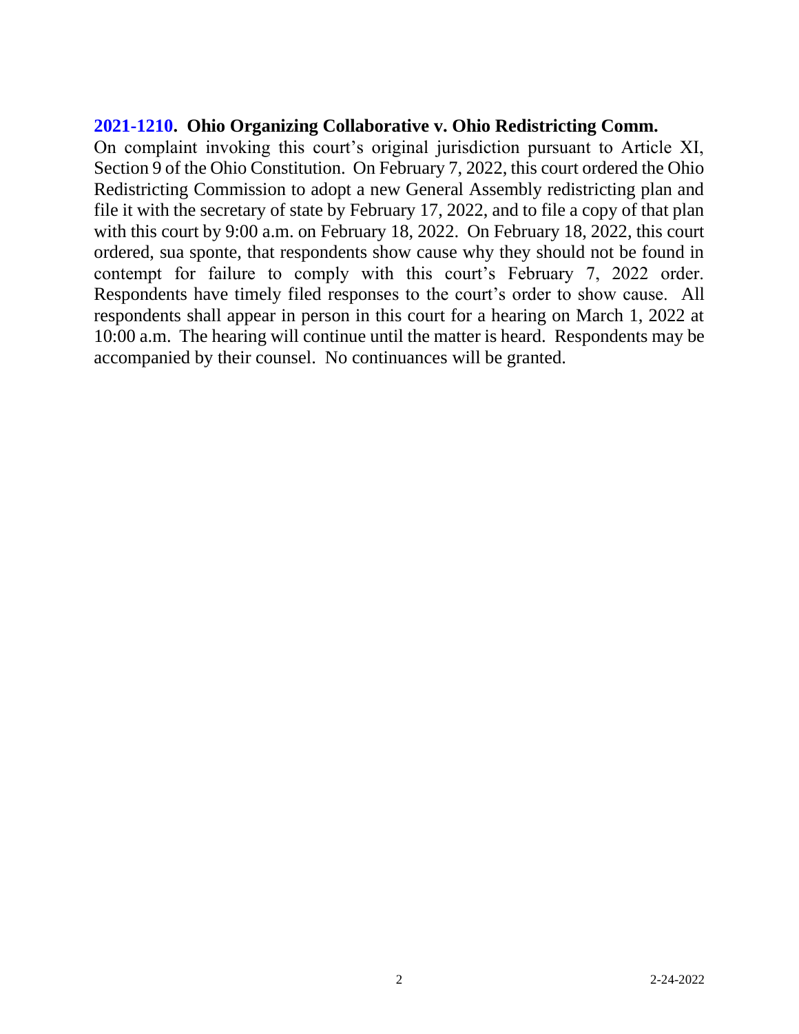**2021-1210. Ohio Organizing Collaborative v. Ohio Redistricting Comm.**

On complaint invoking this court's original jurisdiction pursuant to Article XI, Section 9 of the Ohio Constitution. On February 7, 2022, this court ordered the Ohio Redistricting Commission to adopt a new General Assembly redistricting plan and file it with the secretary of state by February 17, 2022, and to file a copy of that plan with this court by 9:00 a.m. on February 18, 2022. On February 18, 2022, this court ordered, sua sponte, that respondents show cause why they should not be found in contempt for failure to comply with this court's February 7, 2022 order. Respondents have timely filed responses to the court's order to show cause. All respondents shall appear in person in this court for a hearing on March 1, 2022 at 10:00 a.m. The hearing will continue until the matter is heard. Respondents may be accompanied by their counsel. No continuances will be granted.